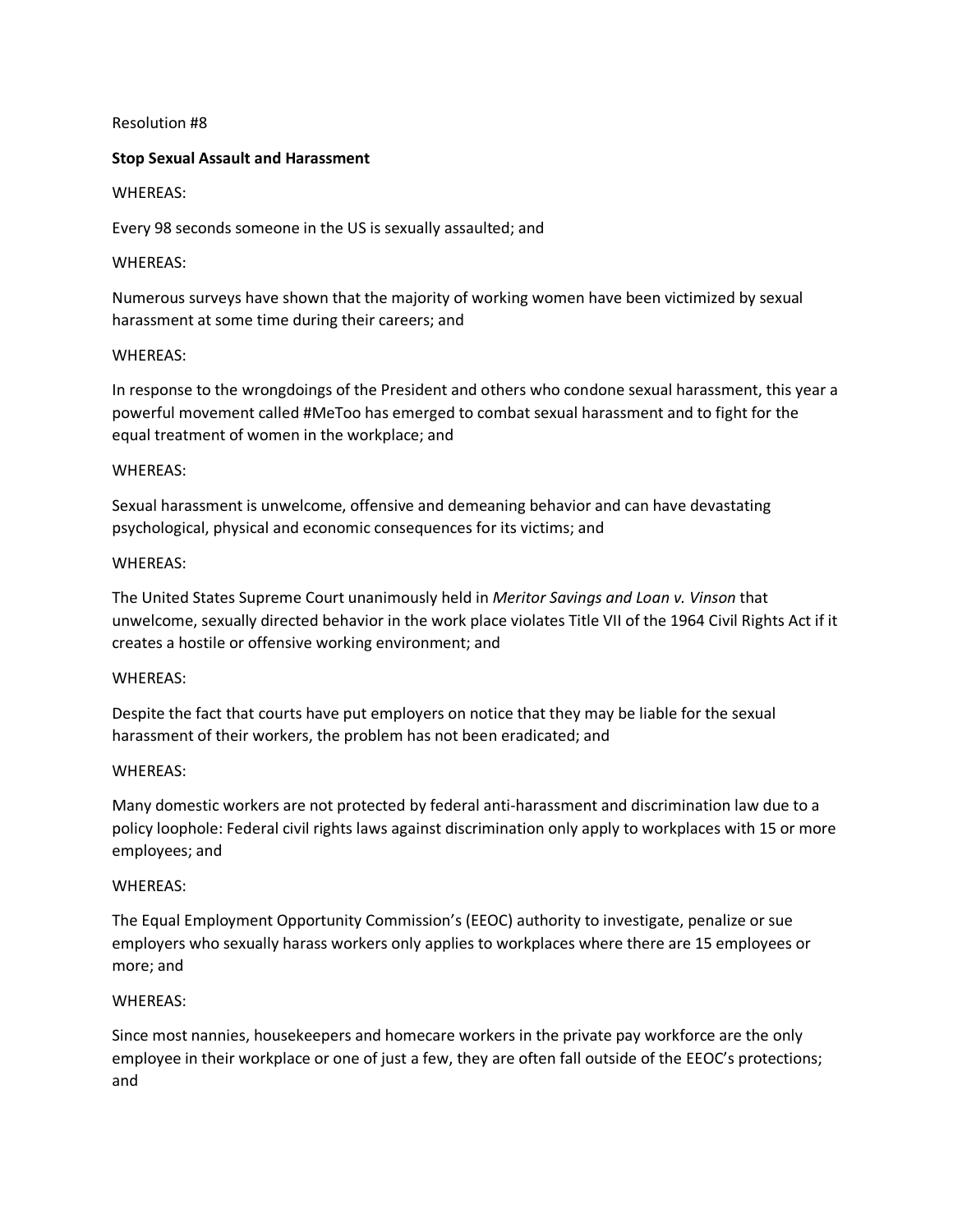Resolution #8

**Stop Sexual Assault and Harassment**

WHEREAS:

Every 98 seconds someone in the US is sexually assaulted; and

WHEREAS:

Numerous surveys have shown that the majority of working women have been victimized by sexual harassment at some time during their careers; and

WHEREAS:

In response to the wrongdoings of the President and others who condone sexual harassment, this year a powerful movement called #MeToo has emerged to combat sexual harassment and to fight for the equal treatment of women in the workplace; and

WHEREAS:

Sexual harassment is unwelcome, offensive and demeaning behavior and can have devastating psychological, physical and economic consequences for its victims; and

WHEREAS:

The United States Supreme Court unanimously held in *Meritor Savings and Loan v. Vinson* that unwelcome, sexually directed behavior in the work place violates Title VII of the 1964 Civil Rights Act if it creates a hostile or offensive working environment; and

WHEREAS:

Despite the fact that courts have put employers on notice that they may be liable for the sexual harassment of their workers, the problem has not been eradicated; and

WHEREAS:

Many domestic workers are not protected by federal anti-harassment and discrimination law due to a policy loophole: Federal civil rights laws against discrimination only apply to workplaces with 15 or more employees; and

WHEREAS:

The Equal Employment Opportunity Commission's (EEOC) authority to investigate, penalize or sue employers who sexually harass workers only applies to workplaces where there are 15 employees or more; and

WHEREAS:

Since most nannies, housekeepers and homecare workers in the private pay workforce are the only employee in their workplace or one of just a few, they are often fall outside of the EEOC's protections; and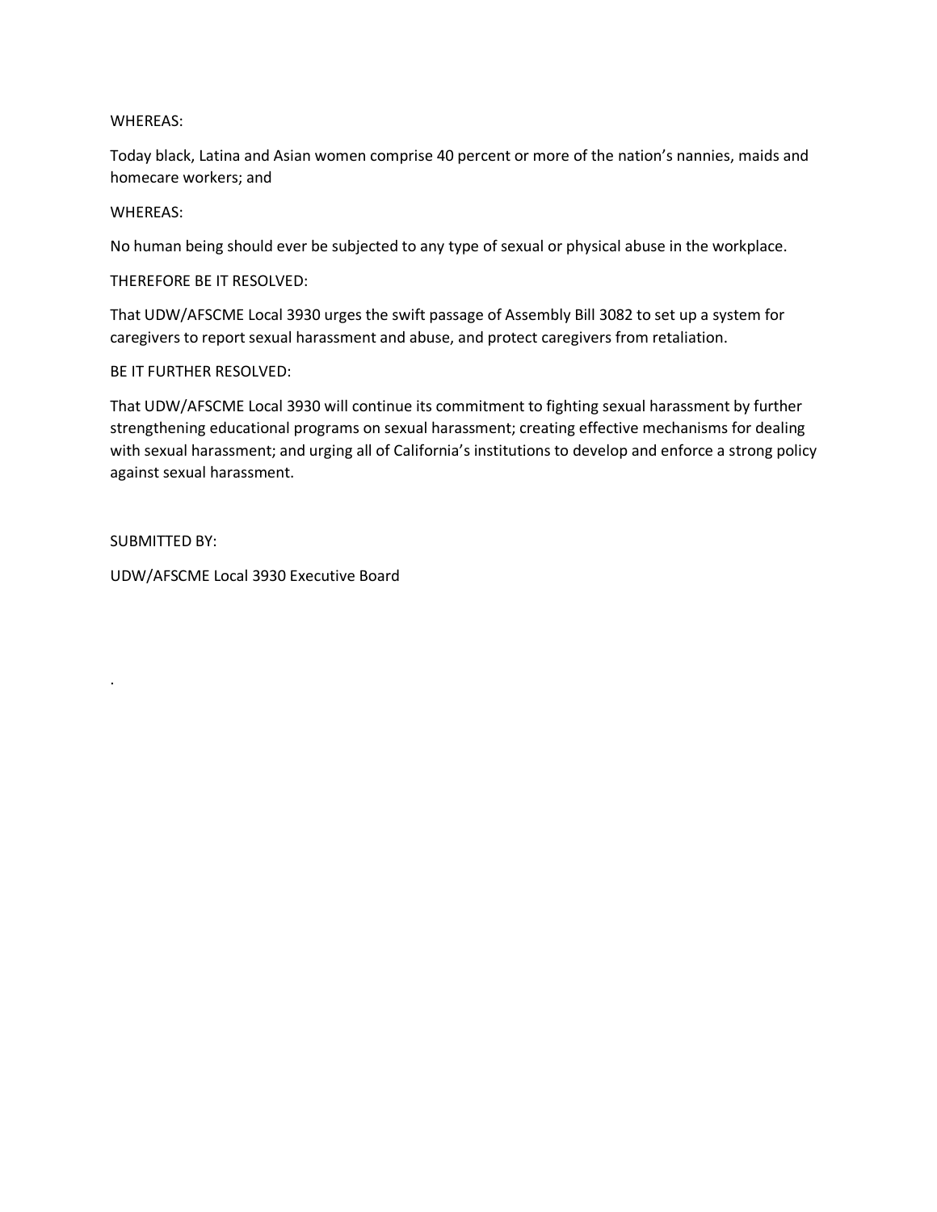WHEREAS:

Today black, Latina and Asian women comprise 40 percent or more of the nation's nannies, maids and homecare workers; and

WHEREAS:

No human being should ever be subjected to any type of sexual or physical abuse in the workplace.

THEREFORE BE IT RESOLVED:

That UDW/AFSCME Local 3930 urges the swift passage of Assembly Bill 3082 to set up a system for caregivers to report sexual harassment and abuse, and protect caregivers from retaliation.

BE IT FURTHER RESOLVED:

That UDW/AFSCME Local 3930 will continue its commitment to fighting sexual harassment by further strengthening educational programs on sexual harassment; creating effective mechanisms for dealing with sexual harassment; and urging all of California's institutions to develop and enforce a strong policy against sexual harassment.

SUBMITTED BY:

UDW/AFSCME Local 3930 Executive Board

.